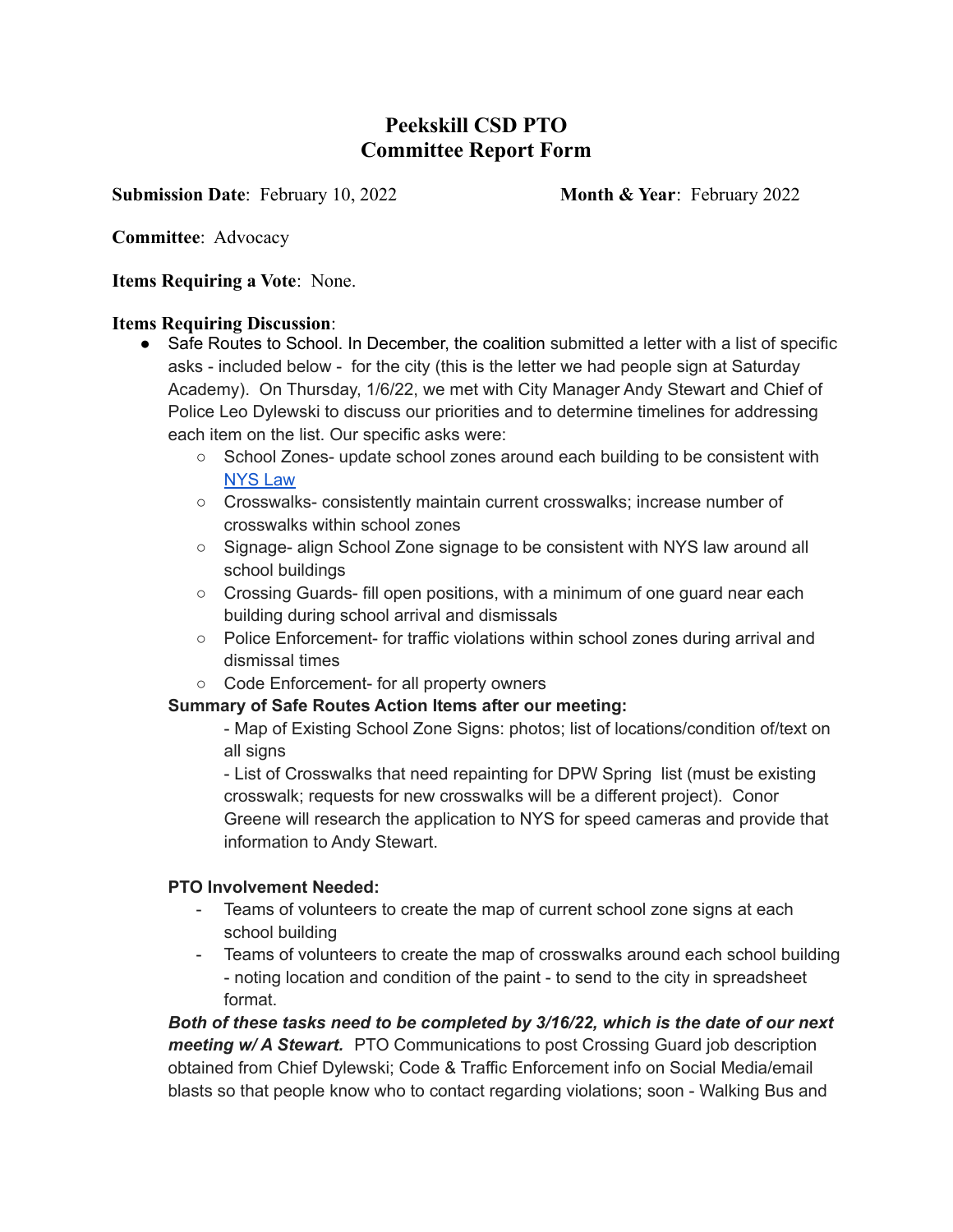# Peekskill CSD PTO
# Committee Report Form

**Submission Date**: February 10, 2022 **Month & Year**: February 2022

**Committee**: Advocacy

**Items Requiring a Vote**: None.

**Items Requiring Discussion**:

- Safe Routes to School. In December, the coalition submitted a letter with a list of specific asks - included below - for the city (this is the letter we had people sign at Saturday Academy). On Thursday, 1/6/22, we met with City Manager Andy Stewart and Chief of Police Leo Dylewski to discuss our priorities and to determine timelines for addressing each item on the list. Our specific asks were:
  - School Zones- update school zones around each building to be consistent with [NYS Law]()
  - Crosswalks- consistently maintain current crosswalks; increase number of crosswalks within school zones
  - Signage- align School Zone signage to be consistent with NYS law around all school buildings
  - Crossing Guards- fill open positions, with a minimum of one guard near each building during school arrival and dismissals
  - Police Enforcement- for traffic violations within school zones during arrival and dismissal times
  - Code Enforcement- for all property owners

  **Summary of Safe Routes Action Items after our meeting:**

  - Map of Existing School Zone Signs: photos; list of locations/condition of/text on all signs
  - List of Crosswalks that need repainting for DPW Spring list (must be existing crosswalk; requests for new crosswalks will be a different project). Conor Greene will research the application to NYS for speed cameras and provide that information to Andy Stewart.

  **PTO Involvement Needed:**

  - Teams of volunteers to create the map of current school zone signs at each school building
  - Teams of volunteers to create the map of crosswalks around each school building - noting location and condition of the paint - to send to the city in spreadsheet format.

  ***Both of these tasks need to be completed by 3/16/22, which is the date of our next meeting w/ A Stewart.*** PTO Communications to post Crossing Guard job description obtained from Chief Dylewski; Code & Traffic Enforcement info on Social Media/email blasts so that people know who to contact regarding violations; soon - Walking Bus and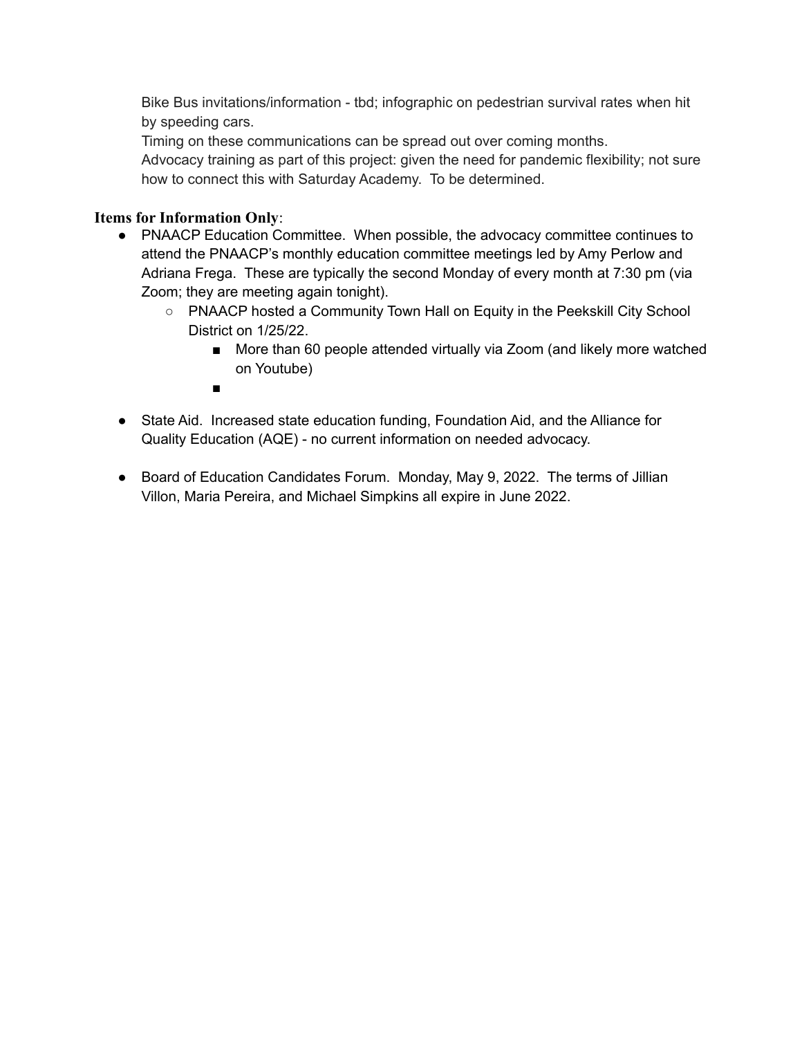Bike Bus invitations/information - tbd; infographic on pedestrian survival rates when hit by speeding cars.
Timing on these communications can be spread out over coming months.
Advocacy training as part of this project: given the need for pandemic flexibility; not sure how to connect this with Saturday Academy. To be determined.

**Items for Information Only**:

- PNAACP Education Committee. When possible, the advocacy committee continues to attend the PNAACP's monthly education committee meetings led by Amy Perlow and Adriana Frega. These are typically the second Monday of every month at 7:30 pm (via Zoom; they are meeting again tonight).
    - PNAACP hosted a Community Town Hall on Equity in the Peekskill City School District on 1/25/22.
        - More than 60 people attended virtually via Zoom (and likely more watched on Youtube)
        -

- State Aid. Increased state education funding, Foundation Aid, and the Alliance for Quality Education (AQE) - no current information on needed advocacy.

- Board of Education Candidates Forum. Monday, May 9, 2022. The terms of Jillian Villon, Maria Pereira, and Michael Simpkins all expire in June 2022.